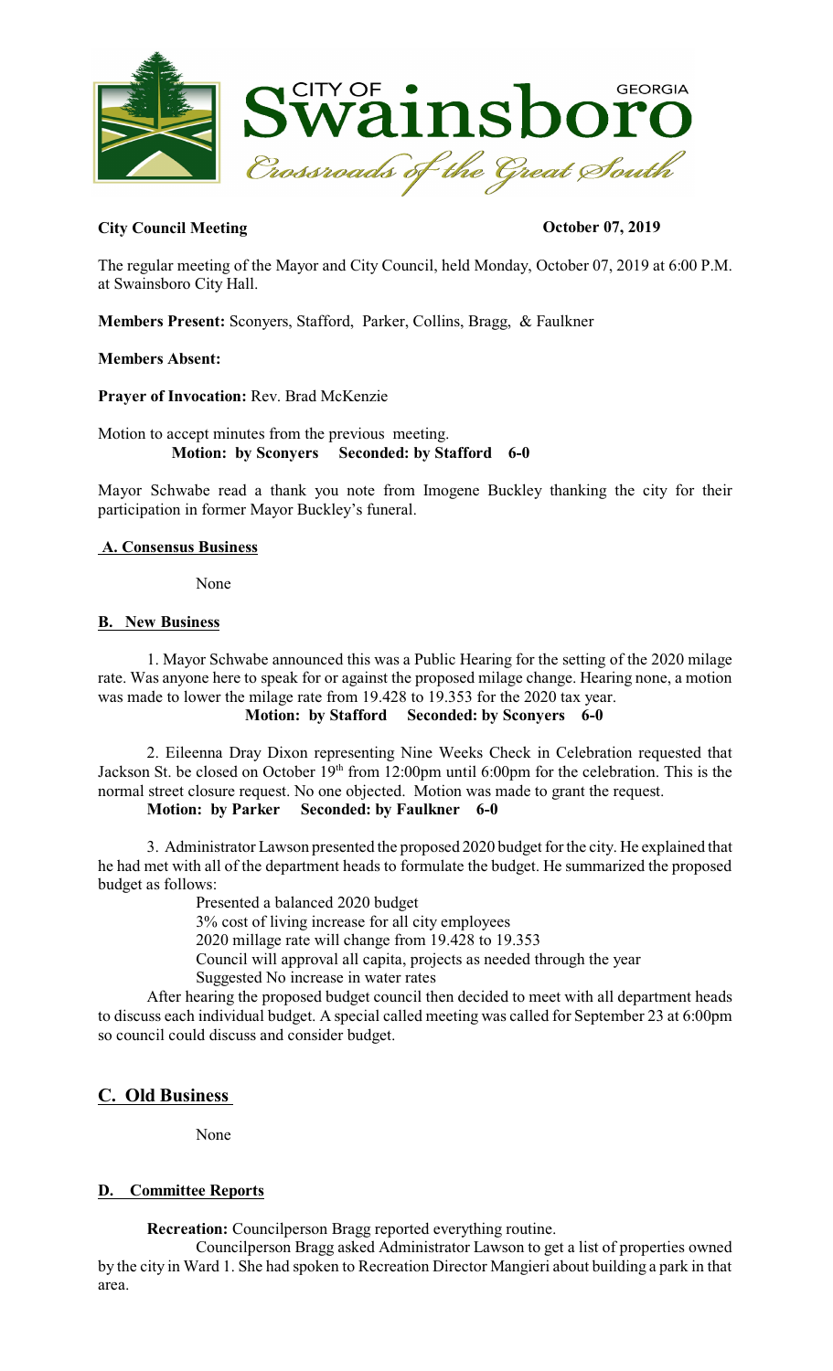**City Council Meeting** **October 07, 2019**

The regular meeting of the Mayor and City Council, held Monday, October 07, 2019 at 6:00 P.M. at Swainsboro City Hall.

**Members Present:** Sconyers, Stafford, Parker, Collins, Bragg, & Faulkner

**Members Absent:**

**Prayer of Invocation:** Rev. Brad McKenzie

Motion to accept minutes from the previous meeting.
**Motion: by Sconyers Seconded: by Stafford 6-0**

Mayor Schwabe read a thank you note from Imogene Buckley thanking the city for their participation in former Mayor Buckley's funeral.

## A. Consensus Business

None

## B. New Business

1. Mayor Schwabe announced this was a Public Hearing for the setting of the 2020 milage rate. Was anyone here to speak for or against the proposed milage change. Hearing none, a motion was made to lower the milage rate from 19.428 to 19.353 for the 2020 tax year.
**Motion: by Stafford Seconded: by Sconyers 6-0**

2. Eileenna Dray Dixon representing Nine Weeks Check in Celebration requested that Jackson St. be closed on October 19th from 12:00pm until 6:00pm for the celebration. This is the normal street closure request. No one objected. Motion was made to grant the request.
**Motion: by Parker Seconded: by Faulkner 6-0**

3. Administrator Lawson presented the proposed 2020 budget for the city. He explained that he had met with all of the department heads to formulate the budget. He summarized the proposed budget as follows:

Presented a balanced 2020 budget
3% cost of living increase for all city employees
2020 millage rate will change from 19.428 to 19.353
Council will approval all capita, projects as needed through the year
Suggested No increase in water rates

After hearing the proposed budget council then decided to meet with all department heads to discuss each individual budget. A special called meeting was called for September 23 at 6:00pm so council could discuss and consider budget.

## C. Old Business

None

## D. Committee Reports

**Recreation:** Councilperson Bragg reported everything routine.

Councilperson Bragg asked Administrator Lawson to get a list of properties owned by the city in Ward 1. She had spoken to Recreation Director Mangieri about building a park in that area.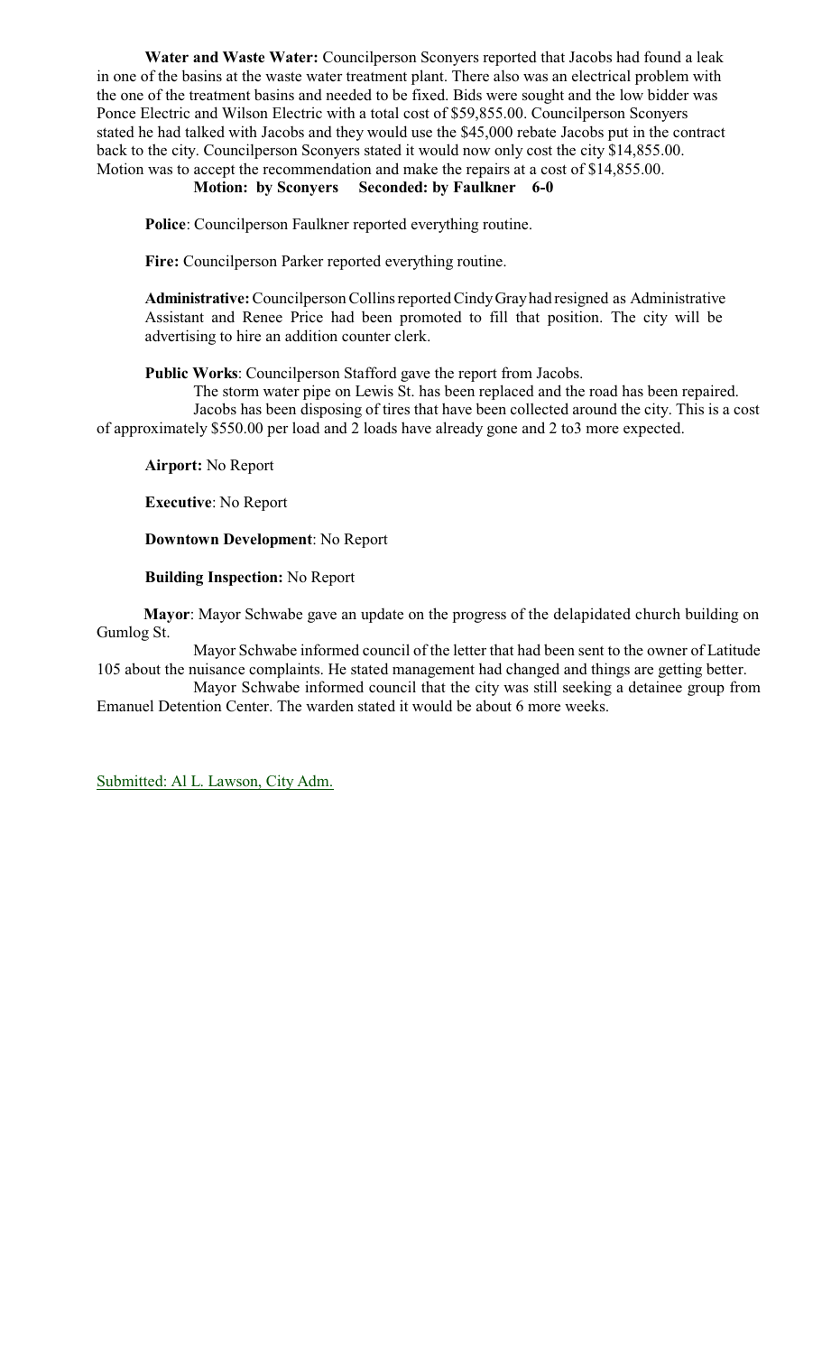**Water and Waste Water:** Councilperson Sconyers reported that Jacobs had found a leak in one of the basins at the waste water treatment plant. There also was an electrical problem with the one of the treatment basins and needed to be fixed. Bids were sought and the low bidder was Ponce Electric and Wilson Electric with a total cost of $59,855.00. Councilperson Sconyers stated he had talked with Jacobs and they would use the $45,000 rebate Jacobs put in the contract back to the city. Councilperson Sconyers stated it would now only cost the city $14,855.00. Motion was to accept the recommendation and make the repairs at a cost of $14,855.00.

**Motion: by Sconyers Seconded: by Faulkner 6-0**

**Police**: Councilperson Faulkner reported everything routine.

**Fire:** Councilperson Parker reported everything routine.

**Administrative:** Councilperson Collins reported Cindy Gray had resigned as Administrative Assistant and Renee Price had been promoted to fill that position. The city will be advertising to hire an addition counter clerk.

**Public Works**: Councilperson Stafford gave the report from Jacobs.

The storm water pipe on Lewis St. has been replaced and the road has been repaired.

Jacobs has been disposing of tires that have been collected around the city. This is a cost of approximately $550.00 per load and 2 loads have already gone and 2 to3 more expected.

**Airport:** No Report

**Executive**: No Report

**Downtown Development**: No Report

**Building Inspection:** No Report

**Mayor**: Mayor Schwabe gave an update on the progress of the delapidated church building on Gumlog St.

Mayor Schwabe informed council of the letter that had been sent to the owner of Latitude 105 about the nuisance complaints. He stated management had changed and things are getting better.

Mayor Schwabe informed council that the city was still seeking a detainee group from Emanuel Detention Center. The warden stated it would be about 6 more weeks.

Submitted: Al L. Lawson, City Adm.